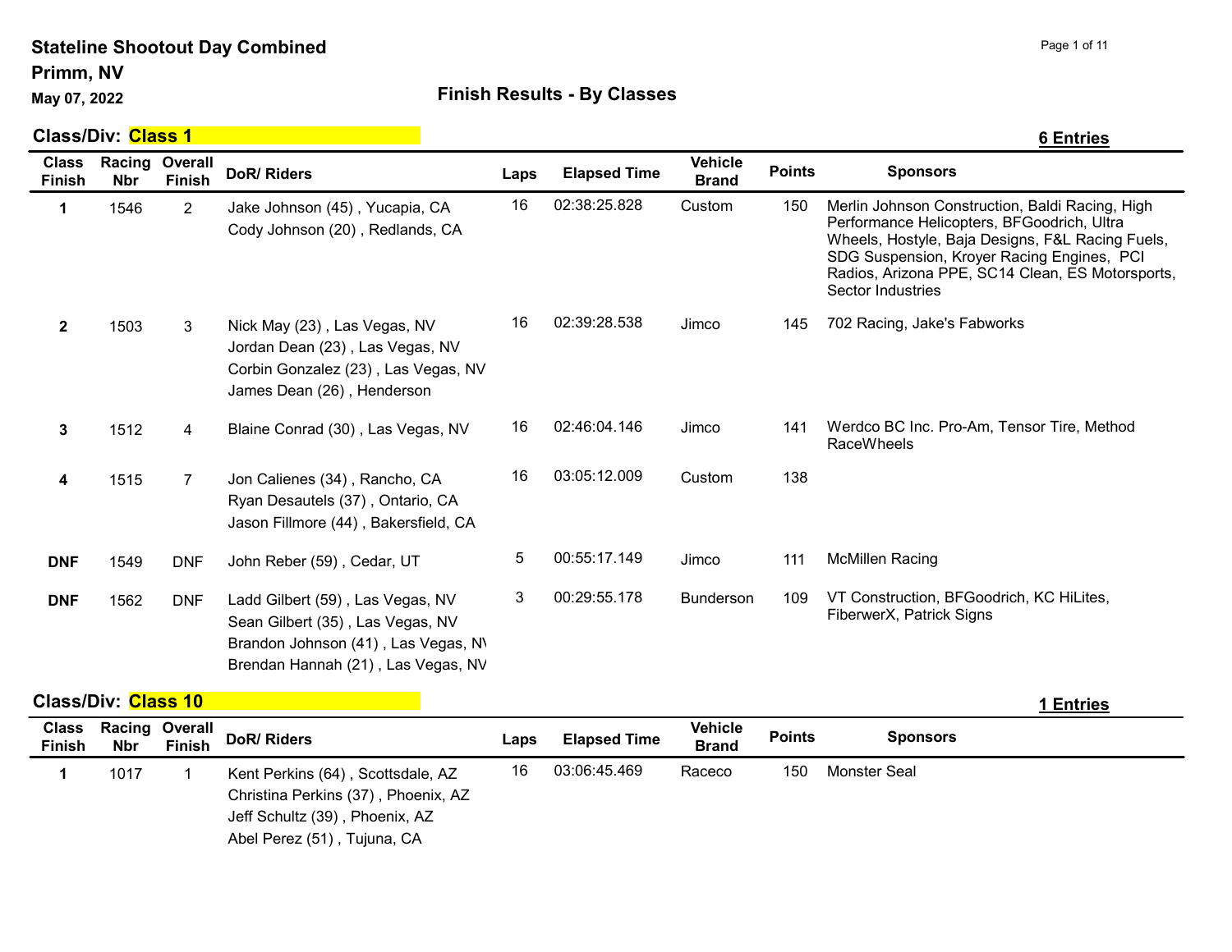# Stateline Shootout Day Combined

## Primm, NV

**May 07, 2022**

## Finish Results - By Classes

### Class/Div: Class 1

**6 Entries**

| Class Finish | Racing Nbr | Overall Finish | DoR/ Riders | Laps | Elapsed Time | Vehicle Brand | Points | Sponsors |
|---|---|---|---|---|---|---|---|---|
| **1** | 1546 | 2 | Jake Johnson (45) , Yucapia, CA<br>Cody Johnson (20) , Redlands, CA | 16 | 02:38:25.828 | Custom | 150 | Merlin Johnson Construction, Baldi Racing, High Performance Helicopters, BFGoodrich, Ultra Wheels, Hostyle, Baja Designs, F&L Racing Fuels, SDG Suspension, Kroyer Racing Engines, PCI Radios, Arizona PPE, SC14 Clean, ES Motorsports, Sector Industries |
| **2** | 1503 | 3 | Nick May (23) , Las Vegas, NV<br>Jordan Dean (23) , Las Vegas, NV<br>Corbin Gonzalez (23) , Las Vegas, NV<br>James Dean (26) , Henderson | 16 | 02:39:28.538 | Jimco | 145 | 702 Racing, Jake's Fabworks |
| **3** | 1512 | 4 | Blaine Conrad (30) , Las Vegas, NV | 16 | 02:46:04.146 | Jimco | 141 | Werdco BC Inc. Pro-Am, Tensor Tire, Method RaceWheels |
| **4** | 1515 | 7 | Jon Calienes (34) , Rancho, CA<br>Ryan Desautels (37) , Ontario, CA<br>Jason Fillmore (44) , Bakersfield, CA | 16 | 03:05:12.009 | Custom | 138 | |
| **DNF** | 1549 | DNF | John Reber (59) , Cedar, UT | 5 | 00:55:17.149 | Jimco | 111 | McMillen Racing |
| **DNF** | 1562 | DNF | Ladd Gilbert (59) , Las Vegas, NV<br>Sean Gilbert (35) , Las Vegas, NV<br>Brandon Johnson (41) , Las Vegas, NV<br>Brendan Hannah (21) , Las Vegas, NV | 3 | 00:29:55.178 | Bunderson | 109 | VT Construction, BFGoodrich, KC HiLites, FiberwerX, Patrick Signs |

### Class/Div: Class 10

**1 Entries**

| Class Finish | Racing Nbr | Overall Finish | DoR/ Riders | Laps | Elapsed Time | Vehicle Brand | Points | Sponsors |
|---|---|---|---|---|---|---|---|---|
| **1** | 1017 | 1 | Kent Perkins (64) , Scottsdale, AZ<br>Christina Perkins (37) , Phoenix, AZ<br>Jeff Schultz (39) , Phoenix, AZ<br>Abel Perez (51) , Tujuna, CA | 16 | 03:06:45.469 | Raceco | 150 | Monster Seal |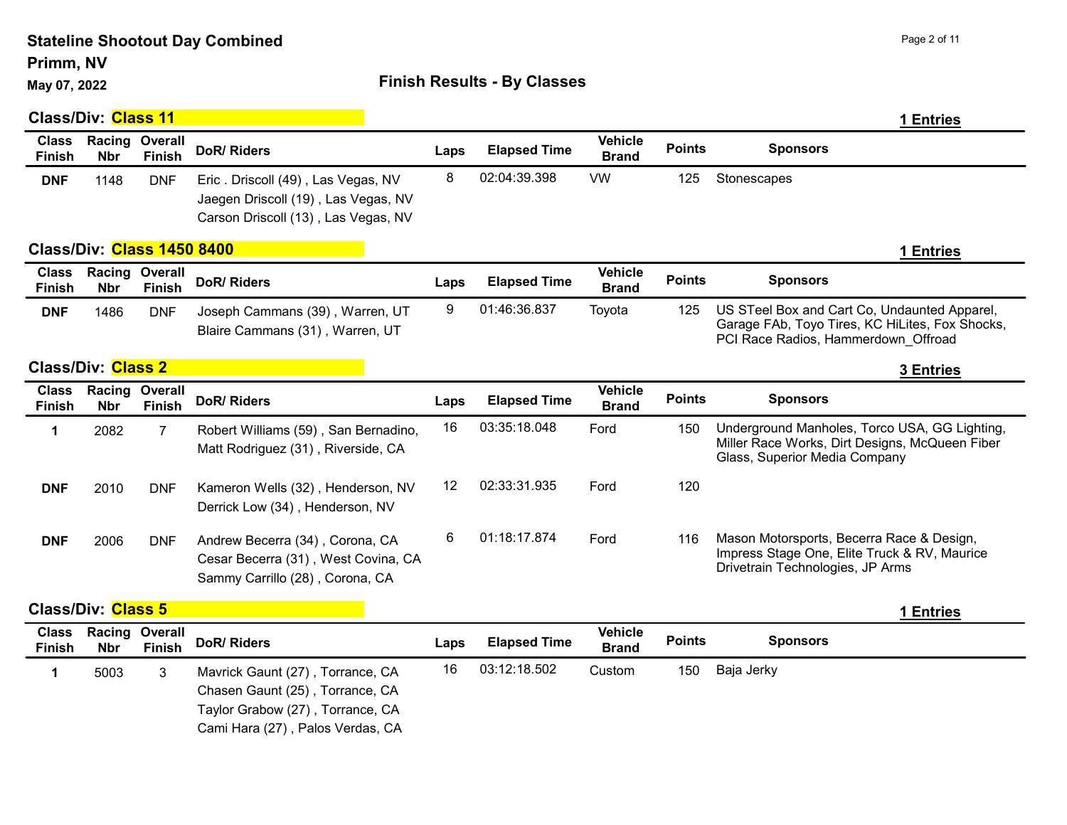# Stateline Shootout Day Combined

## Primm, NV

**May 07, 2022**

## Finish Results - By Classes

### Class/Div: Class 11

**1 Entries**

| Class Finish | Racing Nbr | Overall Finish | DoR/ Riders | Laps | Elapsed Time | Vehicle Brand | Points | Sponsors |
|---|---|---|---|---|---|---|---|---|
| DNF | 1148 | DNF | Eric . Driscoll (49) , Las Vegas, NV<br>Jaegen Driscoll (19) , Las Vegas, NV<br>Carson Driscoll (13) , Las Vegas, NV | 8 | 02:04:39.398 | VW | 125 | Stonescapes |

### Class/Div: Class 1450 8400

**1 Entries**

| Class Finish | Racing Nbr | Overall Finish | DoR/ Riders | Laps | Elapsed Time | Vehicle Brand | Points | Sponsors |
|---|---|---|---|---|---|---|---|---|
| DNF | 1486 | DNF | Joseph Cammans (39) , Warren, UT<br>Blaire Cammans (31) , Warren, UT | 9 | 01:46:36.837 | Toyota | 125 | US STeel Box and Cart Co, Undaunted Apparel, Garage FAb, Toyo Tires, KC HiLites, Fox Shocks, PCI Race Radios, Hammerdown_Offroad |

### Class/Div: Class 2

**3 Entries**

| Class Finish | Racing Nbr | Overall Finish | DoR/ Riders | Laps | Elapsed Time | Vehicle Brand | Points | Sponsors |
|---|---|---|---|---|---|---|---|---|
| 1 | 2082 | 7 | Robert Williams (59) , San Bernadino,<br>Matt Rodriguez (31) , Riverside, CA | 16 | 03:35:18.048 | Ford | 150 | Underground Manholes, Torco USA, GG Lighting, Miller Race Works, Dirt Designs, McQueen Fiber Glass, Superior Media Company |
| DNF | 2010 | DNF | Kameron Wells (32) , Henderson, NV<br>Derrick Low (34) , Henderson, NV | 12 | 02:33:31.935 | Ford | 120 | |
| DNF | 2006 | DNF | Andrew Becerra (34) , Corona, CA<br>Cesar Becerra (31) , West Covina, CA<br>Sammy Carrillo (28) , Corona, CA | 6 | 01:18:17.874 | Ford | 116 | Mason Motorsports, Becerra Race & Design, Impress Stage One, Elite Truck & RV, Maurice Drivetrain Technologies, JP Arms |

### Class/Div: Class 5

**1 Entries**

| Class Finish | Racing Nbr | Overall Finish | DoR/ Riders | Laps | Elapsed Time | Vehicle Brand | Points | Sponsors |
|---|---|---|---|---|---|---|---|---|
| 1 | 5003 | 3 | Mavrick Gaunt (27) , Torrance, CA<br>Chasen Gaunt (25) , Torrance, CA<br>Taylor Grabow (27) , Torrance, CA<br>Cami Hara (27) , Palos Verdas, CA | 16 | 03:12:18.502 | Custom | 150 | Baja Jerky |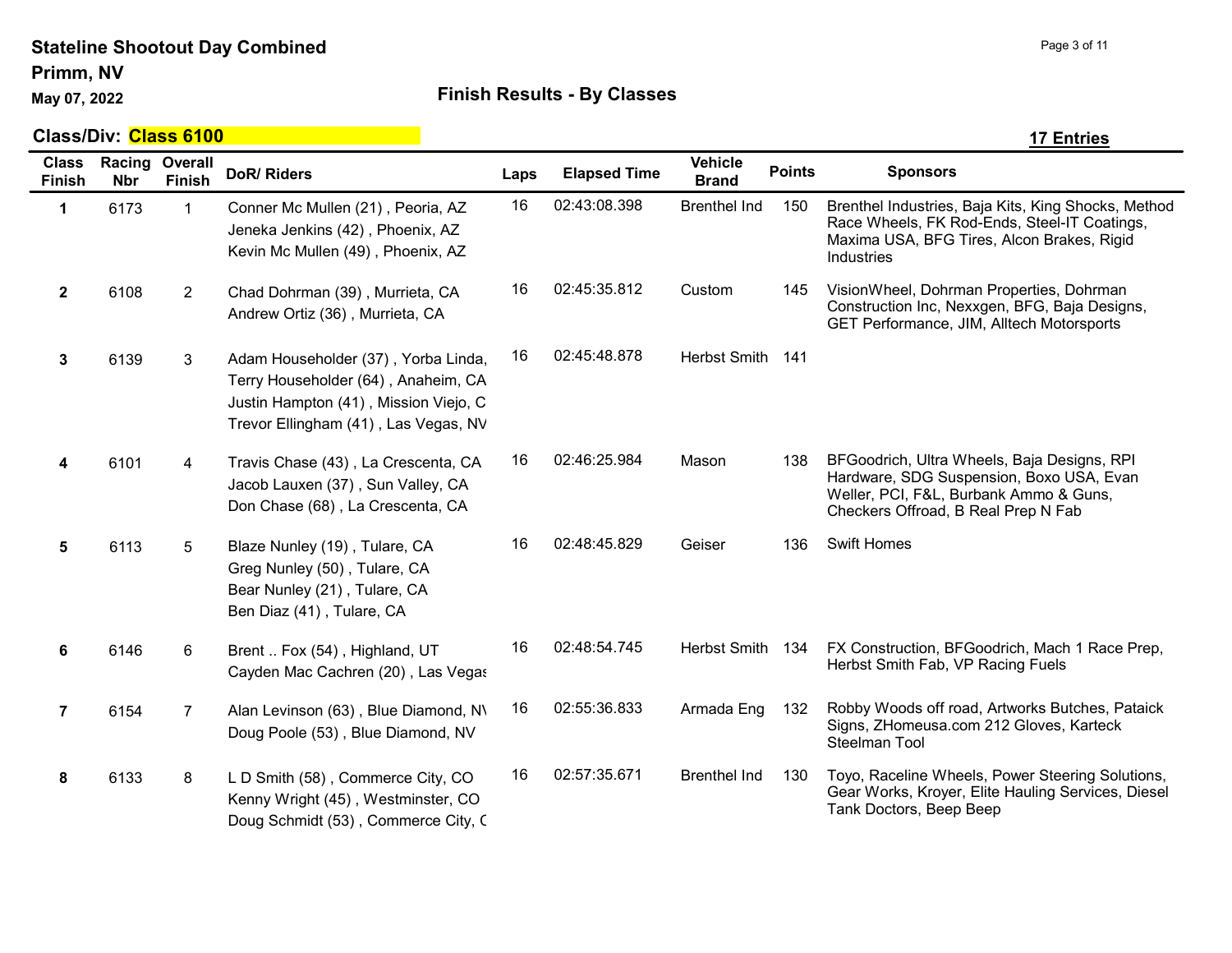**Stateline Shootout Day Combined**
**Primm, NV**
**May 07, 2022**

## Finish Results - By Classes

**Class/Div: Class 6100** — **17 Entries**

| Class Finish | Racing Nbr | Overall Finish | DoR/ Riders | Laps | Elapsed Time | Vehicle Brand | Points | Sponsors |
|---|---|---|---|---|---|---|---|---|
| 1 | 6173 | 1 | Conner Mc Mullen (21) , Peoria, AZ<br>Jeneka Jenkins (42) , Phoenix, AZ<br>Kevin Mc Mullen (49) , Phoenix, AZ | 16 | 02:43:08.398 | Brenthel Ind | 150 | Brenthel Industries, Baja Kits, King Shocks, Method Race Wheels, FK Rod-Ends, Steel-IT Coatings, Maxima USA, BFG Tires, Alcon Brakes, Rigid Industries |
| 2 | 6108 | 2 | Chad Dohrman (39) , Murrieta, CA<br>Andrew Ortiz (36) , Murrieta, CA | 16 | 02:45:35.812 | Custom | 145 | VisionWheel, Dohrman Properties, Dohrman Construction Inc, Nexxgen, BFG, Baja Designs, GET Performance, JIM, Alltech Motorsports |
| 3 | 6139 | 3 | Adam Householder (37) , Yorba Linda,<br>Terry Householder (64) , Anaheim, CA<br>Justin Hampton (41) , Mission Viejo, C<br>Trevor Ellingham (41) , Las Vegas, NV | 16 | 02:45:48.878 | Herbst Smith | 141 | |
| 4 | 6101 | 4 | Travis Chase (43) , La Crescenta, CA<br>Jacob Lauxen (37) , Sun Valley, CA<br>Don Chase (68) , La Crescenta, CA | 16 | 02:46:25.984 | Mason | 138 | BFGoodrich, Ultra Wheels, Baja Designs, RPI Hardware, SDG Suspension, Boxo USA, Evan Weller, PCI, F&L, Burbank Ammo & Guns, Checkers Offroad, B Real Prep N Fab |
| 5 | 6113 | 5 | Blaze Nunley (19) , Tulare, CA<br>Greg Nunley (50) , Tulare, CA<br>Bear Nunley (21) , Tulare, CA<br>Ben Diaz (41) , Tulare, CA | 16 | 02:48:45.829 | Geiser | 136 | Swift Homes |
| 6 | 6146 | 6 | Brent .. Fox (54) , Highland, UT<br>Cayden Mac Cachren (20) , Las Vegas | 16 | 02:48:54.745 | Herbst Smith | 134 | FX Construction, BFGoodrich, Mach 1 Race Prep, Herbst Smith Fab, VP Racing Fuels |
| 7 | 6154 | 7 | Alan Levinson (63) , Blue Diamond, NV<br>Doug Poole (53) , Blue Diamond, NV | 16 | 02:55:36.833 | Armada Eng | 132 | Robby Woods off road, Artworks Butches, Pataick Signs, ZHomeusa.com 212 Gloves, Karteck Steelman Tool |
| 8 | 6133 | 8 | L D Smith (58) , Commerce City, CO<br>Kenny Wright (45) , Westminster, CO<br>Doug Schmidt (53) , Commerce City, C | 16 | 02:57:35.671 | Brenthel Ind | 130 | Toyo, Raceline Wheels, Power Steering Solutions, Gear Works, Kroyer, Elite Hauling Services, Diesel Tank Doctors, Beep Beep |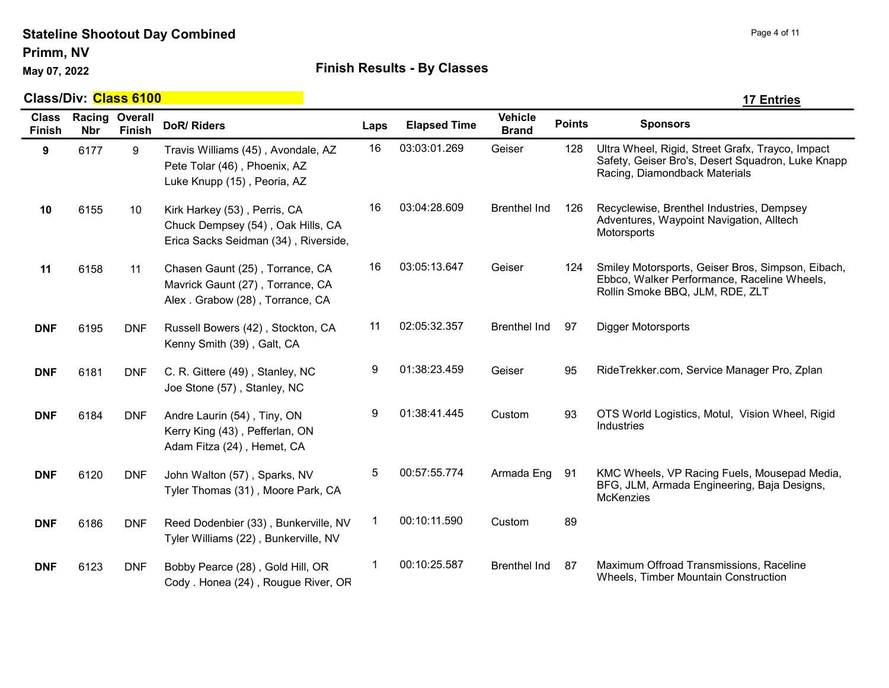**Stateline Shootout Day Combined**
**Primm, NV**
**May 07, 2022**

## Finish Results - By Classes

**Class/Div: Class 6100** — **17 Entries**

| Class Finish | Racing Nbr | Overall Finish | DoR/ Riders | Laps | Elapsed Time | Vehicle Brand | Points | Sponsors |
|---|---|---|---|---|---|---|---|---|
| **9** | 6177 | 9 | Travis Williams (45) , Avondale, AZ<br>Pete Tolar (46) , Phoenix, AZ<br>Luke Knupp (15) , Peoria, AZ | 16 | 03:03:01.269 | Geiser | 128 | Ultra Wheel, Rigid, Street Grafx, Trayco, Impact Safety, Geiser Bro's, Desert Squadron, Luke Knapp Racing, Diamondback Materials |
| **10** | 6155 | 10 | Kirk Harkey (53) , Perris, CA<br>Chuck Dempsey (54) , Oak Hills, CA<br>Erica Sacks Seidman (34) , Riverside, | 16 | 03:04:28.609 | Brenthel Ind | 126 | Recyclewise, Brenthel Industries, Dempsey Adventures, Waypoint Navigation, Alltech Motorsports |
| **11** | 6158 | 11 | Chasen Gaunt (25) , Torrance, CA<br>Mavrick Gaunt (27) , Torrance, CA<br>Alex . Grabow (28) , Torrance, CA | 16 | 03:05:13.647 | Geiser | 124 | Smiley Motorsports, Geiser Bros, Simpson, Eibach, Ebbco, Walker Performance, Raceline Wheels, Rollin Smoke BBQ, JLM, RDE, ZLT |
| **DNF** | 6195 | DNF | Russell Bowers (42) , Stockton, CA<br>Kenny Smith (39) , Galt, CA | 11 | 02:05:32.357 | Brenthel Ind | 97 | Digger Motorsports |
| **DNF** | 6181 | DNF | C. R. Gittere (49) , Stanley, NC<br>Joe Stone (57) , Stanley, NC | 9 | 01:38:23.459 | Geiser | 95 | RideTrekker.com, Service Manager Pro, Zplan |
| **DNF** | 6184 | DNF | Andre Laurin (54) , Tiny, ON<br>Kerry King (43) , Pefferlan, ON<br>Adam Fitza (24) , Hemet, CA | 9 | 01:38:41.445 | Custom | 93 | OTS World Logistics, Motul, Vision Wheel, Rigid Industries |
| **DNF** | 6120 | DNF | John Walton (57) , Sparks, NV<br>Tyler Thomas (31) , Moore Park, CA | 5 | 00:57:55.774 | Armada Eng | 91 | KMC Wheels, VP Racing Fuels, Mousepad Media, BFG, JLM, Armada Engineering, Baja Designs, McKenzies |
| **DNF** | 6186 | DNF | Reed Dodenbier (33) , Bunkerville, NV<br>Tyler Williams (22) , Bunkerville, NV | 1 | 00:10:11.590 | Custom | 89 | |
| **DNF** | 6123 | DNF | Bobby Pearce (28) , Gold Hill, OR<br>Cody . Honea (24) , Rougue River, OR | 1 | 00:10:25.587 | Brenthel Ind | 87 | Maximum Offroad Transmissions, Raceline Wheels, Timber Mountain Construction |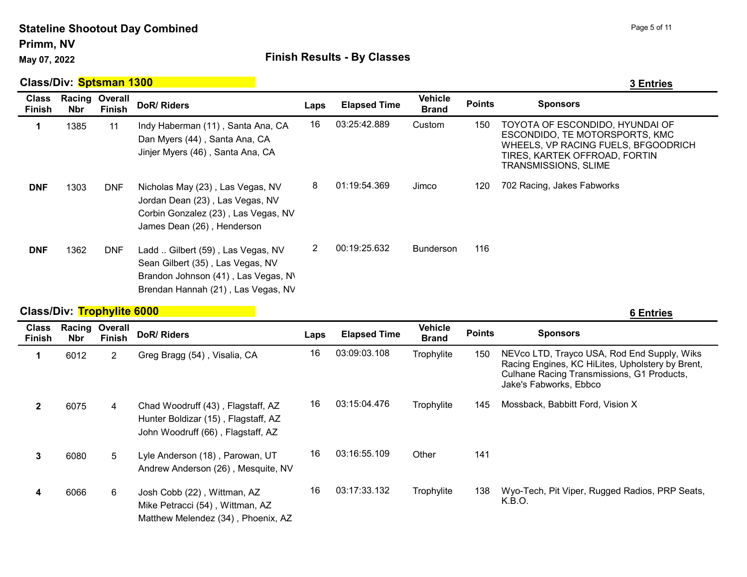# Stateline Shootout Day Combined

**Primm, NV**

**May 07, 2022**

## Finish Results - By Classes

### Class/Div: Sptsman 1300

**3 Entries**

| Class Finish | Racing Nbr | Overall Finish | DoR/ Riders | Laps | Elapsed Time | Vehicle Brand | Points | Sponsors |
|---|---|---|---|---|---|---|---|---|
| 1 | 1385 | 11 | Indy Haberman (11) , Santa Ana, CA<br>Dan Myers (44) , Santa Ana, CA<br>Jinjer Myers (46) , Santa Ana, CA | 16 | 03:25:42.889 | Custom | 150 | TOYOTA OF ESCONDIDO, HYUNDAI OF ESCONDIDO, TE MOTORSPORTS, KMC WHEELS, VP RACING FUELS, BFGOODRICH TIRES, KARTEK OFFROAD, FORTIN TRANSMISSIONS, SLIME |
| DNF | 1303 | DNF | Nicholas May (23) , Las Vegas, NV<br>Jordan Dean (23) , Las Vegas, NV<br>Corbin Gonzalez (23) , Las Vegas, NV<br>James Dean (26) , Henderson | 8 | 01:19:54.369 | Jimco | 120 | 702 Racing, Jakes Fabworks |
| DNF | 1362 | DNF | Ladd .. Gilbert (59) , Las Vegas, NV<br>Sean Gilbert (35) , Las Vegas, NV<br>Brandon Johnson (41) , Las Vegas, NV<br>Brendan Hannah (21) , Las Vegas, NV | 2 | 00:19:25.632 | Bunderson | 116 | |

### Class/Div: Trophylite 6000

**6 Entries**

| Class Finish | Racing Nbr | Overall Finish | DoR/ Riders | Laps | Elapsed Time | Vehicle Brand | Points | Sponsors |
|---|---|---|---|---|---|---|---|---|
| 1 | 6012 | 2 | Greg Bragg (54) , Visalia, CA | 16 | 03:09:03.108 | Trophylite | 150 | NEVco LTD, Trayco USA, Rod End Supply, Wiks Racing Engines, KC HiLites, Upholstery by Brent, Culhane Racing Transmissions, G1 Products, Jake's Fabworks, Ebbco |
| 2 | 6075 | 4 | Chad Woodruff (43) , Flagstaff, AZ<br>Hunter Boldizar (15) , Flagstaff, AZ<br>John Woodruff (66) , Flagstaff, AZ | 16 | 03:15:04.476 | Trophylite | 145 | Mossback, Babbitt Ford, Vision X |
| 3 | 6080 | 5 | Lyle Anderson (18) , Parowan, UT<br>Andrew Anderson (26) , Mesquite, NV | 16 | 03:16:55.109 | Other | 141 | |
| 4 | 6066 | 6 | Josh Cobb (22) , Wittman, AZ<br>Mike Petracci (54) , Wittman, AZ<br>Matthew Melendez (34) , Phoenix, AZ | 16 | 03:17:33.132 | Trophylite | 138 | Wyo-Tech, Pit Viper, Rugged Radios, PRP Seats, K.B.O. |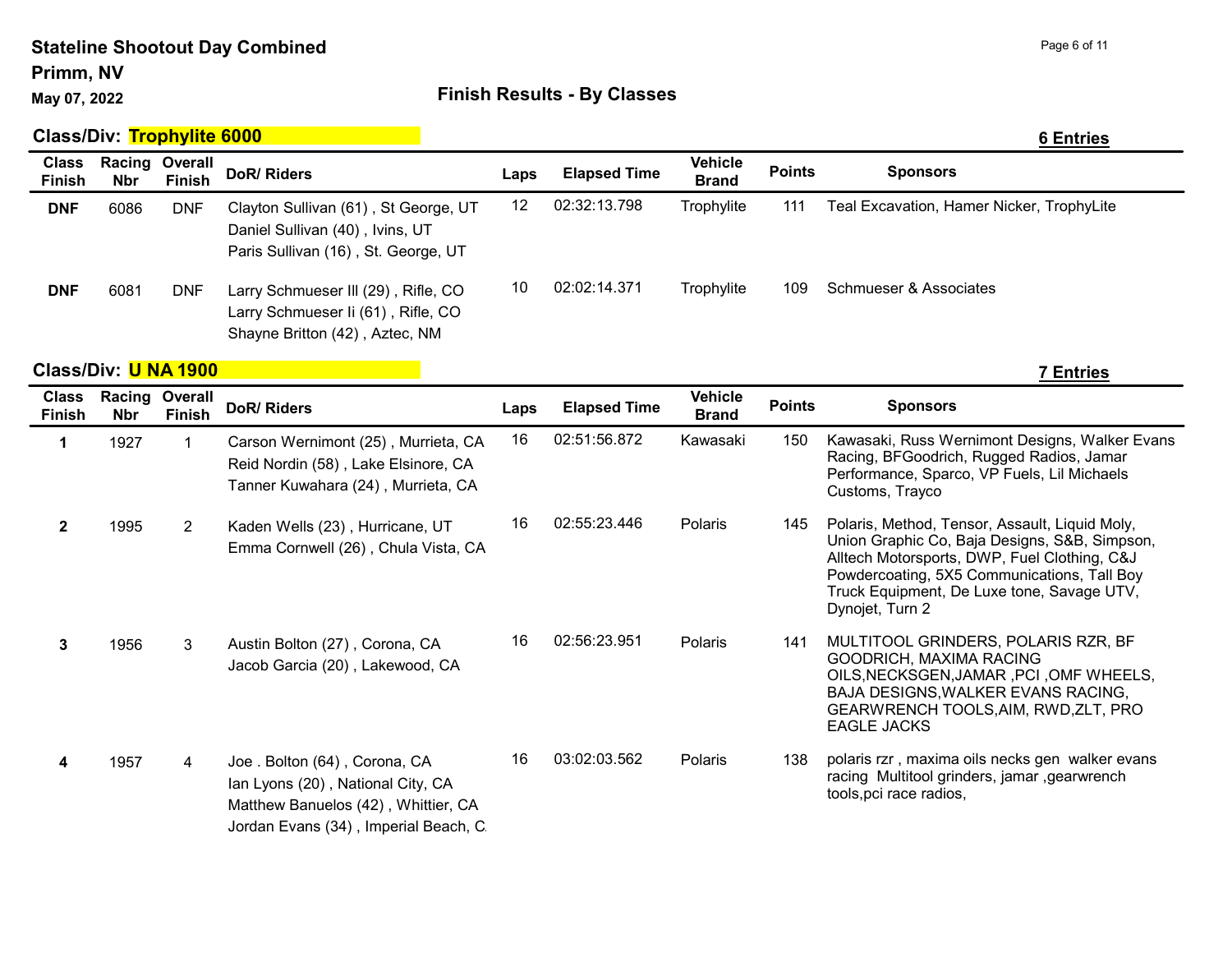# Stateline Shootout Day Combined

**Primm, NV**

**May 07, 2022**

## Finish Results - By Classes

### Class/Div: Trophylite 6000

**6 Entries**

| Class Finish | Racing Nbr | Overall Finish | DoR/ Riders | Laps | Elapsed Time | Vehicle Brand | Points | Sponsors |
|---|---|---|---|---|---|---|---|---|
| DNF | 6086 | DNF | Clayton Sullivan (61) , St George, UT<br>Daniel Sullivan (40) , Ivins, UT<br>Paris Sullivan (16) , St. George, UT | 12 | 02:32:13.798 | Trophylite | 111 | Teal Excavation, Hamer Nicker, TrophyLite |
| DNF | 6081 | DNF | Larry Schmueser III (29) , Rifle, CO<br>Larry Schmueser Ii (61) , Rifle, CO<br>Shayne Britton (42) , Aztec, NM | 10 | 02:02:14.371 | Trophylite | 109 | Schmueser & Associates |

### Class/Div: U NA 1900

**7 Entries**

| Class Finish | Racing Nbr | Overall Finish | DoR/ Riders | Laps | Elapsed Time | Vehicle Brand | Points | Sponsors |
|---|---|---|---|---|---|---|---|---|
| 1 | 1927 | 1 | Carson Wernimont (25) , Murrieta, CA<br>Reid Nordin (58) , Lake Elsinore, CA<br>Tanner Kuwahara (24) , Murrieta, CA | 16 | 02:51:56.872 | Kawasaki | 150 | Kawasaki, Russ Wernimont Designs, Walker Evans Racing, BFGoodrich, Rugged Radios, Jamar Performance, Sparco, VP Fuels, Lil Michaels Customs, Trayco |
| 2 | 1995 | 2 | Kaden Wells (23) , Hurricane, UT<br>Emma Cornwell (26) , Chula Vista, CA | 16 | 02:55:23.446 | Polaris | 145 | Polaris, Method, Tensor, Assault, Liquid Moly, Union Graphic Co, Baja Designs, S&B, Simpson, Alltech Motorsports, DWP, Fuel Clothing, C&J Powdercoating, 5X5 Communications, Tall Boy Truck Equipment, De Luxe tone, Savage UTV, Dynojet, Turn 2 |
| 3 | 1956 | 3 | Austin Bolton (27) , Corona, CA<br>Jacob Garcia (20) , Lakewood, CA | 16 | 02:56:23.951 | Polaris | 141 | MULTITOOL GRINDERS, POLARIS RZR, BF GOODRICH, MAXIMA RACING OILS,NECKSGEN,JAMAR ,PCI ,OMF WHEELS, BAJA DESIGNS,WALKER EVANS RACING, GEARWRENCH TOOLS,AIM, RWD,ZLT, PRO EAGLE JACKS |
| 4 | 1957 | 4 | Joe . Bolton (64) , Corona, CA<br>Ian Lyons (20) , National City, CA<br>Matthew Banuelos (42) , Whittier, CA<br>Jordan Evans (34) , Imperial Beach, C. | 16 | 03:02:03.562 | Polaris | 138 | polaris rzr , maxima oils necks gen walker evans racing Multitool grinders, jamar ,gearwrench tools,pci race radios, |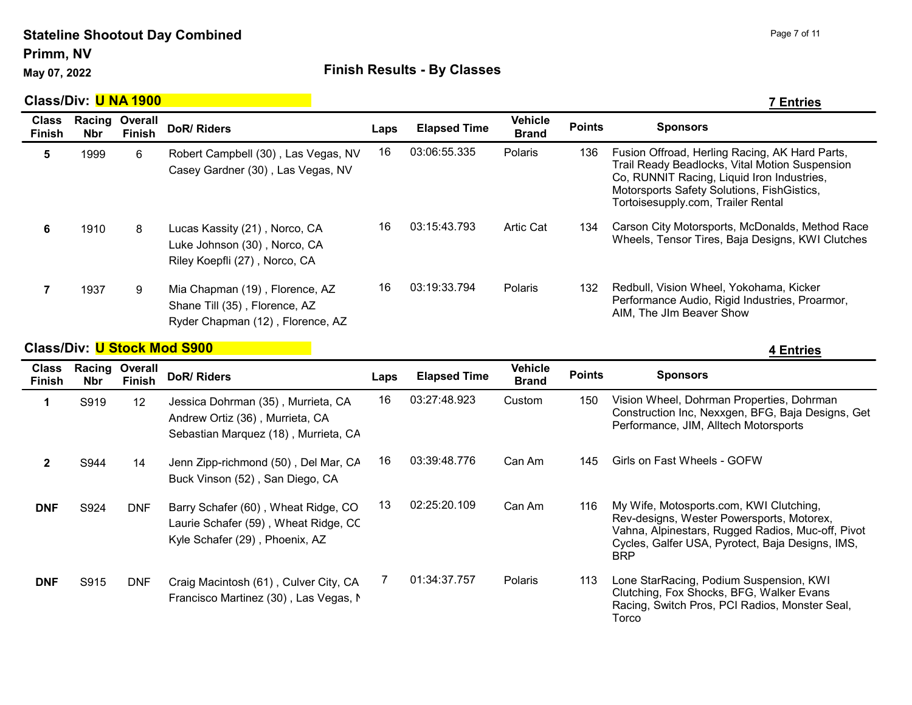**Stateline Shootout Day Combined**

**Primm, NV**

**May 07, 2022**

## Finish Results - By Classes

### Class/Div: U NA 1900

**7 Entries**

| Class Finish | Racing Nbr | Overall Finish | DoR/ Riders | Laps | Elapsed Time | Vehicle Brand | Points | Sponsors |
|---|---|---|---|---|---|---|---|---|
| 5 | 1999 | 6 | Robert Campbell (30) , Las Vegas, NV<br>Casey Gardner (30) , Las Vegas, NV | 16 | 03:06:55.335 | Polaris | 136 | Fusion Offroad, Herling Racing, AK Hard Parts, Trail Ready Beadlocks, Vital Motion Suspension Co, RUNNIT Racing, Liquid Iron Industries, Motorsports Safety Solutions, FishGistics, Tortoisesupply.com, Trailer Rental |
| 6 | 1910 | 8 | Lucas Kassity (21) , Norco, CA<br>Luke Johnson (30) , Norco, CA<br>Riley Koepfli (27) , Norco, CA | 16 | 03:15:43.793 | Artic Cat | 134 | Carson City Motorsports, McDonalds, Method Race Wheels, Tensor Tires, Baja Designs, KWI Clutches |
| 7 | 1937 | 9 | Mia Chapman (19) , Florence, AZ<br>Shane Till (35) , Florence, AZ<br>Ryder Chapman (12) , Florence, AZ | 16 | 03:19:33.794 | Polaris | 132 | Redbull, Vision Wheel, Yokohama, Kicker Performance Audio, Rigid Industries, Proarmor, AIM, The JIm Beaver Show |

### Class/Div: U Stock Mod S900

**4 Entries**

| Class Finish | Racing Nbr | Overall Finish | DoR/ Riders | Laps | Elapsed Time | Vehicle Brand | Points | Sponsors |
|---|---|---|---|---|---|---|---|---|
| 1 | S919 | 12 | Jessica Dohrman (35) , Murrieta, CA<br>Andrew Ortiz (36) , Murrieta, CA<br>Sebastian Marquez (18) , Murrieta, CA | 16 | 03:27:48.923 | Custom | 150 | Vision Wheel, Dohrman Properties, Dohrman Construction Inc, Nexxgen, BFG, Baja Designs, Get Performance, JIM, Alltech Motorsports |
| 2 | S944 | 14 | Jenn Zipp-richmond (50) , Del Mar, CA<br>Buck Vinson (52) , San Diego, CA | 16 | 03:39:48.776 | Can Am | 145 | Girls on Fast Wheels - GOFW |
| DNF | S924 | DNF | Barry Schafer (60) , Wheat Ridge, CO<br>Laurie Schafer (59) , Wheat Ridge, CO<br>Kyle Schafer (29) , Phoenix, AZ | 13 | 02:25:20.109 | Can Am | 116 | My Wife, Motosports.com, KWI Clutching, Rev-designs, Wester Powersports, Motorex, Vahna, Alpinestars, Rugged Radios, Muc-off, Pivot Cycles, Galfer USA, Pyrotect, Baja Designs, IMS, BRP |
| DNF | S915 | DNF | Craig Macintosh (61) , Culver City, CA<br>Francisco Martinez (30) , Las Vegas, N | 7 | 01:34:37.757 | Polaris | 113 | Lone StarRacing, Podium Suspension, KWI Clutching, Fox Shocks, BFG, Walker Evans Racing, Switch Pros, PCI Radios, Monster Seal, Torco |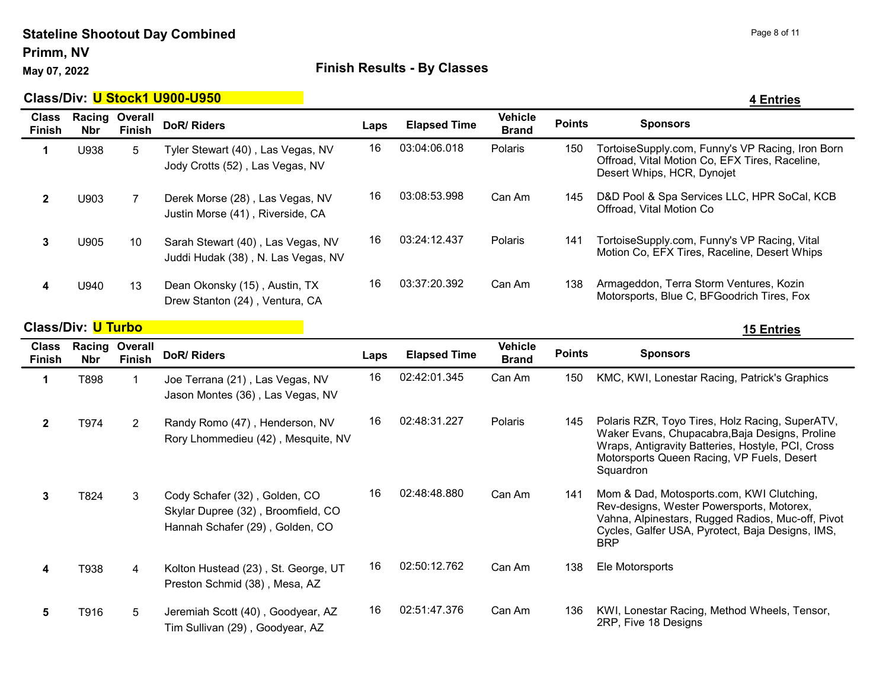**Stateline Shootout Day Combined**
**Primm, NV**
**May 07, 2022**

## Finish Results - By Classes

### Class/Div: U Stock1 U900-U950

**4 Entries**

| Class Finish | Racing Nbr | Overall Finish | DoR/ Riders | Laps | Elapsed Time | Vehicle Brand | Points | Sponsors |
|---|---|---|---|---|---|---|---|---|
| 1 | U938 | 5 | Tyler Stewart (40) , Las Vegas, NV<br>Jody Crotts (52) , Las Vegas, NV | 16 | 03:04:06.018 | Polaris | 150 | TortoiseSupply.com, Funny's VP Racing, Iron Born Offroad, Vital Motion Co, EFX Tires, Raceline, Desert Whips, HCR, Dynojet |
| 2 | U903 | 7 | Derek Morse (28) , Las Vegas, NV<br>Justin Morse (41) , Riverside, CA | 16 | 03:08:53.998 | Can Am | 145 | D&D Pool & Spa Services LLC, HPR SoCal, KCB Offroad, Vital Motion Co |
| 3 | U905 | 10 | Sarah Stewart (40) , Las Vegas, NV<br>Juddi Hudak (38) , N. Las Vegas, NV | 16 | 03:24:12.437 | Polaris | 141 | TortoiseSupply.com, Funny's VP Racing, Vital Motion Co, EFX Tires, Raceline, Desert Whips |
| 4 | U940 | 13 | Dean Okonsky (15) , Austin, TX<br>Drew Stanton (24) , Ventura, CA | 16 | 03:37:20.392 | Can Am | 138 | Armageddon, Terra Storm Ventures, Kozin Motorsports, Blue C, BFGoodrich Tires, Fox |

### Class/Div: U Turbo

**15 Entries**

| Class Finish | Racing Nbr | Overall Finish | DoR/ Riders | Laps | Elapsed Time | Vehicle Brand | Points | Sponsors |
|---|---|---|---|---|---|---|---|---|
| 1 | T898 | 1 | Joe Terrana (21) , Las Vegas, NV<br>Jason Montes (36) , Las Vegas, NV | 16 | 02:42:01.345 | Can Am | 150 | KMC, KWI, Lonestar Racing, Patrick's Graphics |
| 2 | T974 | 2 | Randy Romo (47) , Henderson, NV<br>Rory Lhommedieu (42) , Mesquite, NV | 16 | 02:48:31.227 | Polaris | 145 | Polaris RZR, Toyo Tires, Holz Racing, SuperATV, Waker Evans, Chupacabra,Baja Designs, Proline Wraps, Antigravity Batteries, Hostyle, PCI, Cross Motorsports Queen Racing, VP Fuels, Desert Squardron |
| 3 | T824 | 3 | Cody Schafer (32) , Golden, CO<br>Skylar Dupree (32) , Broomfield, CO<br>Hannah Schafer (29) , Golden, CO | 16 | 02:48:48.880 | Can Am | 141 | Mom & Dad, Motosports.com, KWI Clutching, Rev-designs, Wester Powersports, Motorex, Vahna, Alpinestars, Rugged Radios, Muc-off, Pivot Cycles, Galfer USA, Pyrotect, Baja Designs, IMS, BRP |
| 4 | T938 | 4 | Kolton Hustead (23) , St. George, UT<br>Preston Schmid (38) , Mesa, AZ | 16 | 02:50:12.762 | Can Am | 138 | Ele Motorsports |
| 5 | T916 | 5 | Jeremiah Scott (40) , Goodyear, AZ<br>Tim Sullivan (29) , Goodyear, AZ | 16 | 02:51:47.376 | Can Am | 136 | KWI, Lonestar Racing, Method Wheels, Tensor, 2RP, Five 18 Designs |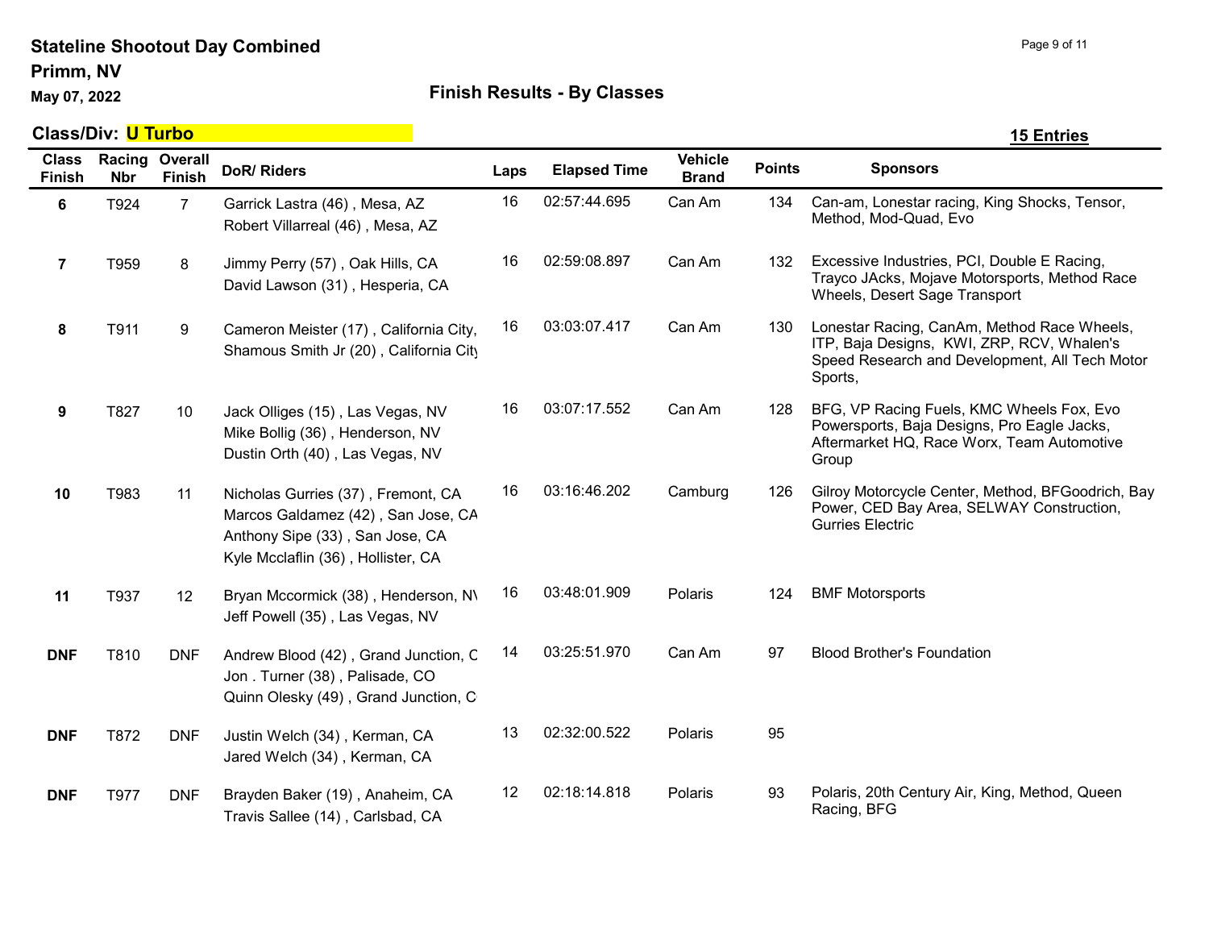**Stateline Shootout Day Combined**
**Primm, NV**
**May 07, 2022**

## Finish Results - By Classes

**Class/Div: U Turbo** **15 Entries**

| Class Finish | Racing Nbr | Overall Finish | DoR/ Riders | Laps | Elapsed Time | Vehicle Brand | Points | Sponsors |
|---|---|---|---|---|---|---|---|---|
| **6** | T924 | 7 | Garrick Lastra (46) , Mesa, AZ<br>Robert Villarreal (46) , Mesa, AZ | 16 | 02:57:44.695 | Can Am | 134 | Can-am, Lonestar racing, King Shocks, Tensor, Method, Mod-Quad, Evo |
| **7** | T959 | 8 | Jimmy Perry (57) , Oak Hills, CA<br>David Lawson (31) , Hesperia, CA | 16 | 02:59:08.897 | Can Am | 132 | Excessive Industries, PCI, Double E Racing, Trayco JAcks, Mojave Motorsports, Method Race Wheels, Desert Sage Transport |
| **8** | T911 | 9 | Cameron Meister (17) , California City,<br>Shamous Smith Jr (20) , California City | 16 | 03:03:07.417 | Can Am | 130 | Lonestar Racing, CanAm, Method Race Wheels, ITP, Baja Designs, KWI, ZRP, RCV, Whalen's Speed Research and Development, All Tech Motor Sports, |
| **9** | T827 | 10 | Jack Olliges (15) , Las Vegas, NV<br>Mike Bollig (36) , Henderson, NV<br>Dustin Orth (40) , Las Vegas, NV | 16 | 03:07:17.552 | Can Am | 128 | BFG, VP Racing Fuels, KMC Wheels Fox, Evo Powersports, Baja Designs, Pro Eagle Jacks, Aftermarket HQ, Race Worx, Team Automotive Group |
| **10** | T983 | 11 | Nicholas Gurries (37) , Fremont, CA<br>Marcos Galdamez (42) , San Jose, CA<br>Anthony Sipe (33) , San Jose, CA<br>Kyle Mcclaflin (36) , Hollister, CA | 16 | 03:16:46.202 | Camburg | 126 | Gilroy Motorcycle Center, Method, BFGoodrich, Bay Power, CED Bay Area, SELWAY Construction, Gurries Electric |
| **11** | T937 | 12 | Bryan Mccormick (38) , Henderson, NV<br>Jeff Powell (35) , Las Vegas, NV | 16 | 03:48:01.909 | Polaris | 124 | BMF Motorsports |
| **DNF** | T810 | DNF | Andrew Blood (42) , Grand Junction, C<br>Jon . Turner (38) , Palisade, CO<br>Quinn Olesky (49) , Grand Junction, C | 14 | 03:25:51.970 | Can Am | 97 | Blood Brother's Foundation |
| **DNF** | T872 | DNF | Justin Welch (34) , Kerman, CA<br>Jared Welch (34) , Kerman, CA | 13 | 02:32:00.522 | Polaris | 95 | |
| **DNF** | T977 | DNF | Brayden Baker (19) , Anaheim, CA<br>Travis Sallee (14) , Carlsbad, CA | 12 | 02:18:14.818 | Polaris | 93 | Polaris, 20th Century Air, King, Method, Queen Racing, BFG |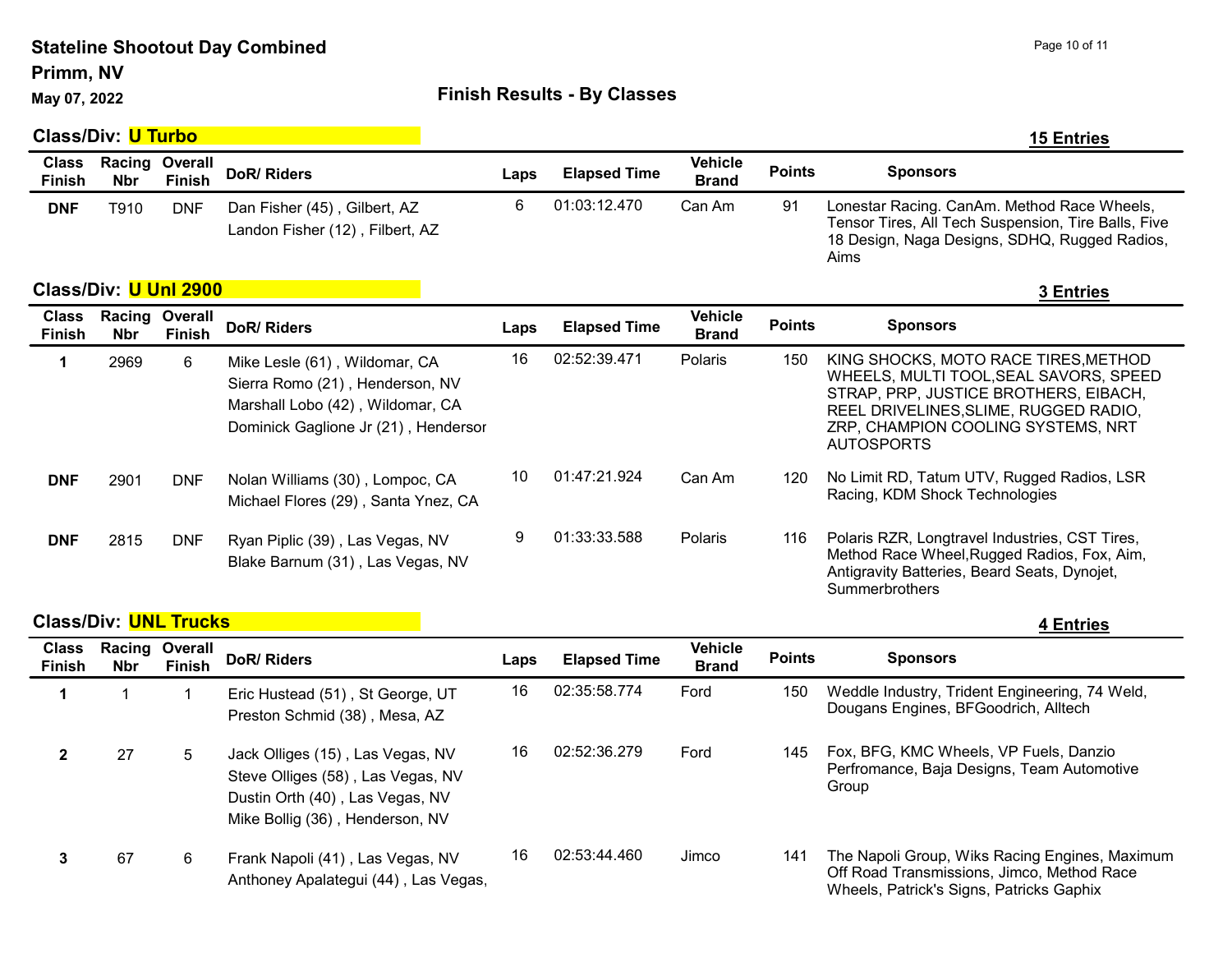# Stateline Shootout Day Combined

**Primm, NV**

**May 07, 2022**

## Finish Results - By Classes

### Class/Div: U Turbo

**15 Entries**

| Class Finish | Racing Nbr | Overall Finish | DoR/ Riders | Laps | Elapsed Time | Vehicle Brand | Points | Sponsors |
|---|---|---|---|---|---|---|---|---|
| DNF | T910 | DNF | Dan Fisher (45) , Gilbert, AZ<br>Landon Fisher (12) , Filbert, AZ | 6 | 01:03:12.470 | Can Am | 91 | Lonestar Racing. CanAm. Method Race Wheels, Tensor Tires, All Tech Suspension, Tire Balls, Five 18 Design, Naga Designs, SDHQ, Rugged Radios, Aims |

### Class/Div: U Unl 2900

**3 Entries**

| Class Finish | Racing Nbr | Overall Finish | DoR/ Riders | Laps | Elapsed Time | Vehicle Brand | Points | Sponsors |
|---|---|---|---|---|---|---|---|---|
| 1 | 2969 | 6 | Mike Lesle (61) , Wildomar, CA<br>Sierra Romo (21) , Henderson, NV<br>Marshall Lobo (42) , Wildomar, CA<br>Dominick Gaglione Jr (21) , Hendersor | 16 | 02:52:39.471 | Polaris | 150 | KING SHOCKS, MOTO RACE TIRES,METHOD WHEELS, MULTI TOOL,SEAL SAVORS, SPEED STRAP, PRP, JUSTICE BROTHERS, EIBACH, REEL DRIVELINES,SLIME, RUGGED RADIO, ZRP, CHAMPION COOLING SYSTEMS, NRT AUTOSPORTS |
| DNF | 2901 | DNF | Nolan Williams (30) , Lompoc, CA<br>Michael Flores (29) , Santa Ynez, CA | 10 | 01:47:21.924 | Can Am | 120 | No Limit RD, Tatum UTV, Rugged Radios, LSR Racing, KDM Shock Technologies |
| DNF | 2815 | DNF | Ryan Piplic (39) , Las Vegas, NV<br>Blake Barnum (31) , Las Vegas, NV | 9 | 01:33:33.588 | Polaris | 116 | Polaris RZR, Longtravel Industries, CST Tires, Method Race Wheel,Rugged Radios, Fox, Aim, Antigravity Batteries, Beard Seats, Dynojet, Summerbrothers |

### Class/Div: UNL Trucks

**4 Entries**

| Class Finish | Racing Nbr | Overall Finish | DoR/ Riders | Laps | Elapsed Time | Vehicle Brand | Points | Sponsors |
|---|---|---|---|---|---|---|---|---|
| 1 | 1 | 1 | Eric Hustead (51) , St George, UT<br>Preston Schmid (38) , Mesa, AZ | 16 | 02:35:58.774 | Ford | 150 | Weddle Industry, Trident Engineering, 74 Weld, Dougans Engines, BFGoodrich, Alltech |
| 2 | 27 | 5 | Jack Olliges (15) , Las Vegas, NV<br>Steve Olliges (58) , Las Vegas, NV<br>Dustin Orth (40) , Las Vegas, NV<br>Mike Bollig (36) , Henderson, NV | 16 | 02:52:36.279 | Ford | 145 | Fox, BFG, KMC Wheels, VP Fuels, Danzio Perfromance, Baja Designs, Team Automotive Group |
| 3 | 67 | 6 | Frank Napoli (41) , Las Vegas, NV<br>Anthoney Apalategui (44) , Las Vegas, | 16 | 02:53:44.460 | Jimco | 141 | The Napoli Group, Wiks Racing Engines, Maximum Off Road Transmissions, Jimco, Method Race Wheels, Patrick's Signs, Patricks Gaphix |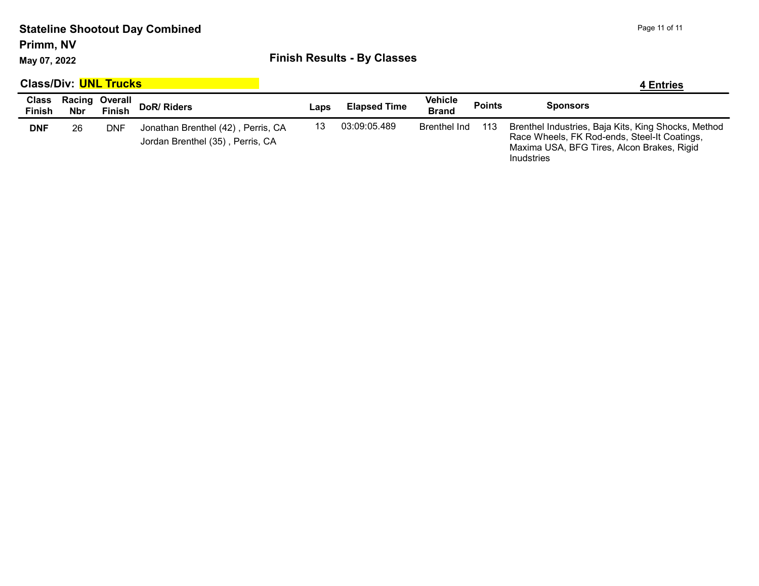# Stateline Shootout Day Combined

**Primm, NV**

**May 07, 2022**

## Finish Results - By Classes

### Class/Div: UNL Trucks

**4 Entries**

| Class Finish | Racing Nbr | Overall Finish | DoR/ Riders | Laps | Elapsed Time | Vehicle Brand | Points | Sponsors |
|---|---|---|---|---|---|---|---|---|
| **DNF** | 26 | DNF | Jonathan Brenthel (42) , Perris, CA<br>Jordan Brenthel (35) , Perris, CA | 13 | 03:09:05.489 | Brenthel Ind | 113 | Brenthel Industries, Baja Kits, King Shocks, Method Race Wheels, FK Rod-ends, Steel-It Coatings, Maxima USA, BFG Tires, Alcon Brakes, Rigid Inudstries |